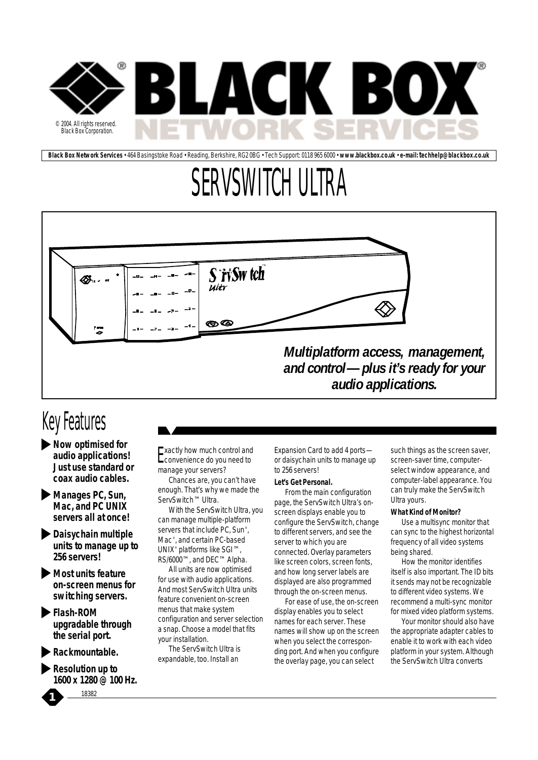© 2004. All rights reserved. Black Box Corporation.

**Black Box Network Services** • 464 Basingstoke Road • Reading, Berkshire, RG2 0BG • Tech Support: 0118 965 6000 • **www.blackbox.co.uk • e-mail: techhelp@blackbox.co.uk**

# SERVSWITCH ULTRA

***Multiplatform access, management, and control — plus it's ready for your audio applications.***

## Key Features

- **Now optimised for audio applications! Just use standard or coax audio cables.**
- **Manages PC, Sun, Mac, and PC UNIX servers all at once!**
- **Daisychain multiple units to manage up to 256 servers!**
- **Most units feature on-screen menus for switching servers.**
- **Flash-ROM upgradable through the serial port.**
- **Rackmountable.**
- **Resolution up to 1600 x 1280 @ 100 Hz.**

Exactly how much control and convenience do you need to manage your servers?

Chances are, you can't have enough. That's why we made the ServSwitch™ Ultra.

With the ServSwitch Ultra, you can manage multiple-platform servers that include PC, Sun®, Mac®, and certain PC-based UNIX® platforms like SGI™, RS/6000™, and DEC™ Alpha.

All units are now optimised for use with audio applications. And most ServSwitch Ultra units feature convenient on-screen menus that make system configuration and server selection a snap. Choose a model that fits your installation.

The ServSwitch Ultra is expandable, too. Install an Expansion Card to add 4 ports — or daisychain units to manage up to 256 servers!

**Let's Get Personal.**

From the main configuration page, the ServSwitch Ultra's on-screen displays enable you to configure the ServSwitch, change to different servers, and see the server to which you are connected. Overlay parameters like screen colors, screen fonts, and how long server labels are displayed are also programmed through the on-screen menus.

For ease of use, the on-screen display enables you to select names for each server. These names will show up on the screen when you select the corresponding port. And when you configure the overlay page, you can select such things as the screen saver, screen-saver time, computer-select window appearance, and computer-label appearance. You can truly make the ServSwitch Ultra yours.

**What Kind of Monitor?**

Use a multisync monitor that can sync to the highest horizontal frequency of all video systems being shared.

How the monitor identifies itself is also important. The ID bits it sends may not be recognizable to different video systems. We recommend a multi-sync monitor for mixed video platform systems.

Your monitor should also have the appropriate adapter cables to enable it to work with each video platform in your system. Although the ServSwitch Ultra converts

18382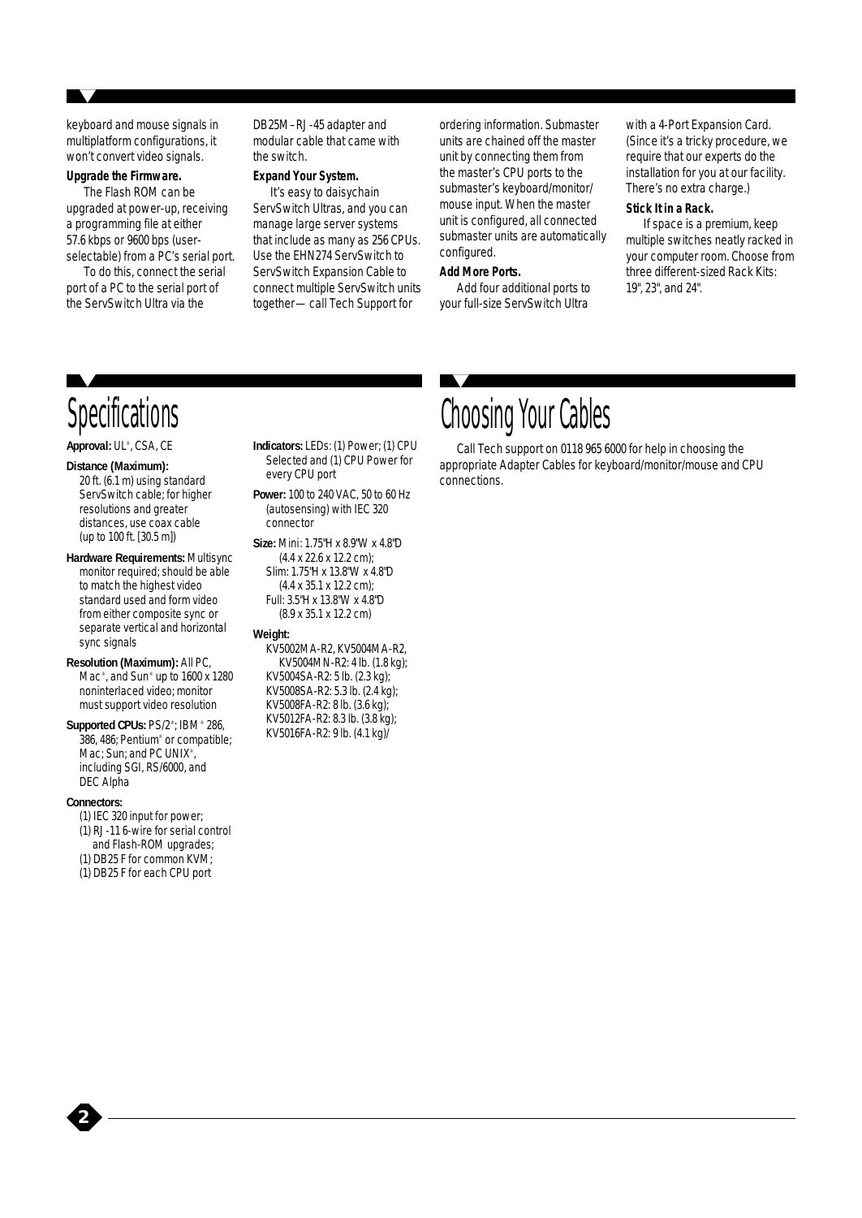keyboard and mouse signals in multiplatform configurations, it won't convert video signals.

**Upgrade the Firmware.**

The Flash ROM can be upgraded at power-up, receiving a programming file at either 57.6 kbps or 9600 bps (user-selectable) from a PC's serial port.

To do this, connect the serial port of a PC to the serial port of the ServSwitch Ultra via the DB25M–RJ-45 adapter and modular cable that came with the switch.

**Expand Your System.**

It's easy to daisychain ServSwitch Ultras, and you can manage large server systems that include as many as 256 CPUs. Use the EHN274 ServSwitch to ServSwitch Expansion Cable to connect multiple ServSwitch units together—call Tech Support for ordering information. Submaster units are chained off the master unit by connecting them from the master's CPU ports to the submaster's keyboard/monitor/mouse input. When the master unit is configured, all connected submaster units are automatically configured.

**Add More Ports.**

Add four additional ports to your full-size ServSwitch Ultra with a 4-Port Expansion Card. (Since it's a tricky procedure, we require that our experts do the installation for you at our facility. There's no extra charge.)

**Stick It in a Rack.**

If space is a premium, keep multiple switches neatly racked in your computer room. Choose from three different-sized Rack Kits: 19", 23", and 24".

# Specifications

**Approval:** UL®, CSA, CE

**Distance (Maximum):** 20 ft. (6.1 m) using standard ServSwitch cable; for higher resolutions and greater distances, use coax cable (up to 100 ft. [30.5 m])

**Hardware Requirements:** Multisync monitor required; should be able to match the highest video standard used and form video from either composite sync or separate vertical and horizontal sync signals

**Resolution (Maximum):** All PC, Mac®, and Sun® up to 1600 x 1280 noninterlaced video; monitor must support video resolution

**Supported CPUs:** PS/2®; IBM® 286, 386, 486; Pentium® or compatible; Mac; Sun; and PC UNIX®, including SGI, RS/6000, and DEC Alpha

**Connectors:**
(1) IEC 320 input for power;
(1) RJ-11 6-wire for serial control and Flash-ROM upgrades;
(1) DB25 F for common KVM;
(1) DB25 F for each CPU port

**Indicators:** LEDs: (1) Power; (1) CPU Selected and (1) CPU Power for every CPU port

**Power:** 100 to 240 VAC, 50 to 60 Hz (autosensing) with IEC 320 connector

**Size:** Mini: 1.75"H x 8.9"W x 4.8"D (4.4 x 22.6 x 12.2 cm);
Slim: 1.75"H x 13.8"W x 4.8"D (4.4 x 35.1 x 12.2 cm);
Full: 3.5"H x 13.8"W x 4.8"D (8.9 x 35.1 x 12.2 cm)

**Weight:**
KV5002MA-R2, KV5004MA-R2, KV5004MN-R2: 4 lb. (1.8 kg);
KV5004SA-R2: 5 lb. (2.3 kg);
KV5008SA-R2: 5.3 lb. (2.4 kg);
KV5008FA-R2: 8 lb. (3.6 kg);
KV5012FA-R2: 8.3 lb. (3.8 kg);
KV5016FA-R2: 9 lb. (4.1 kg)/

# Choosing Your Cables

Call Tech support on 0118 965 6000 for help in choosing the appropriate Adapter Cables for keyboard/monitor/mouse and CPU connections.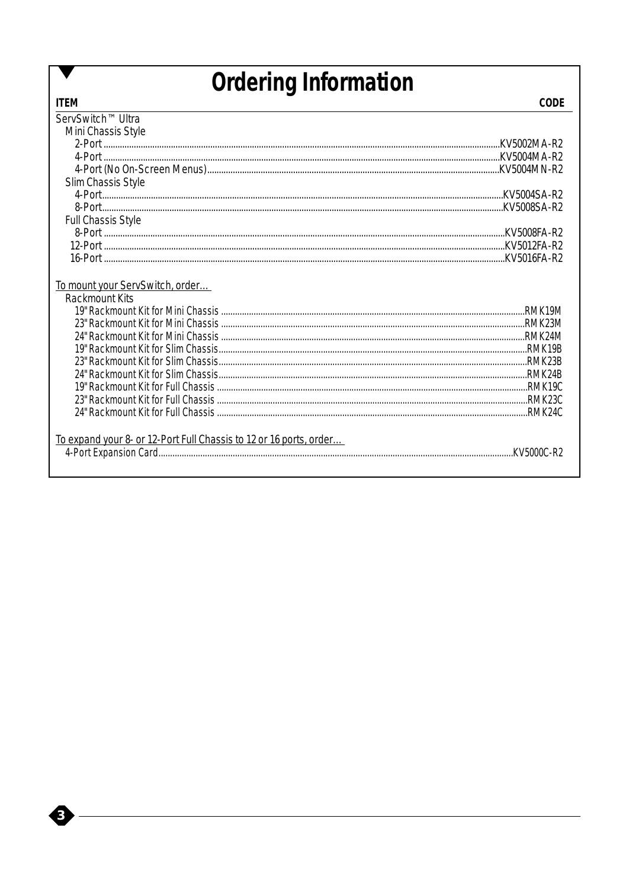# Ordering Information

| ITEM | CODE |
| --- | --- |
| ServSwitch™ Ultra | |
| Mini Chassis Style | |
| 2-Port | KV5002MA-R2 |
| 4-Port | KV5004MA-R2 |
| 4-Port (No On-Screen Menus) | KV5004MN-R2 |
| Slim Chassis Style | |
| 4-Port | KV5004SA-R2 |
| 8-Port | KV5008SA-R2 |
| Full Chassis Style | |
| 8-Port | KV5008FA-R2 |
| 12-Port | KV5012FA-R2 |
| 16-Port | KV5016FA-R2 |
| To mount your ServSwitch, order… | |
| Rackmount Kits | |
| 19" Rackmount Kit for Mini Chassis | RMK19M |
| 23" Rackmount Kit for Mini Chassis | RMK23M |
| 24" Rackmount Kit for Mini Chassis | RMK24M |
| 19" Rackmount Kit for Slim Chassis | RMK19B |
| 23" Rackmount Kit for Slim Chassis | RMK23B |
| 24" Rackmount Kit for Slim Chassis | RMK24B |
| 19" Rackmount Kit for Full Chassis | RMK19C |
| 23" Rackmount Kit for Full Chassis | RMK23C |
| 24" Rackmount Kit for Full Chassis | RMK24C |
| To expand your 8- or 12-Port Full Chassis to 12 or 16 ports, order… | |
| 4-Port Expansion Card | KV5000C-R2 |